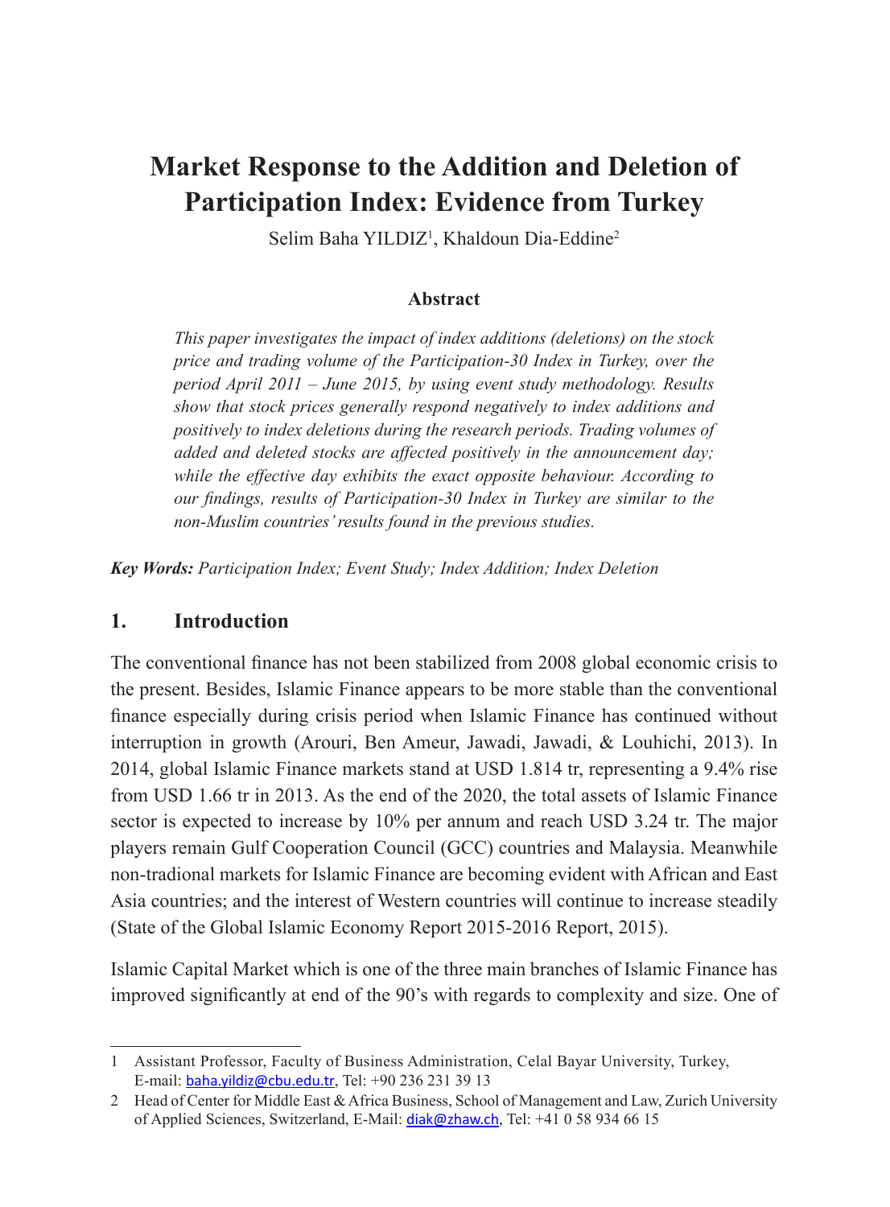# Market Response to the Addition and Deletion of Participation Index: Evidence from Turkey

Selim Baha YILDIZ[1], Khaldoun Dia-Eddine[2]

### Abstract

*This paper investigates the impact of index additions (deletions) on the stock price and trading volume of the Participation-30 Index in Turkey, over the period April 2011 – June 2015, by using event study methodology. Results show that stock prices generally respond negatively to index additions and positively to index deletions during the research periods. Trading volumes of added and deleted stocks are affected positively in the announcement day; while the effective day exhibits the exact opposite behaviour. According to our findings, results of Participation-30 Index in Turkey are similar to the non-Muslim countries' results found in the previous studies.*

***Key Words:*** *Participation Index; Event Study; Index Addition; Index Deletion*

## 1. Introduction

The conventional finance has not been stabilized from 2008 global economic crisis to the present. Besides, Islamic Finance appears to be more stable than the conventional finance especially during crisis period when Islamic Finance has continued without interruption in growth (Arouri, Ben Ameur, Jawadi, Jawadi, & Louhichi, 2013). In 2014, global Islamic Finance markets stand at USD 1.814 tr, representing a 9.4% rise from USD 1.66 tr in 2013. As the end of the 2020, the total assets of Islamic Finance sector is expected to increase by 10% per annum and reach USD 3.24 tr. The major players remain Gulf Cooperation Council (GCC) countries and Malaysia. Meanwhile non-tradional markets for Islamic Finance are becoming evident with African and East Asia countries; and the interest of Western countries will continue to increase steadily (State of the Global Islamic Economy Report 2015-2016 Report, 2015).

Islamic Capital Market which is one of the three main branches of Islamic Finance has improved significantly at end of the 90's with regards to complexity and size. One of

---

1 Assistant Professor, Faculty of Business Administration, Celal Bayar University, Turkey, E-mail: baha.yildiz@cbu.edu.tr, Tel: +90 236 231 39 13

2 Head of Center for Middle East & Africa Business, School of Management and Law, Zurich University of Applied Sciences, Switzerland, E-Mail: diak@zhaw.ch, Tel: +41 0 58 934 66 15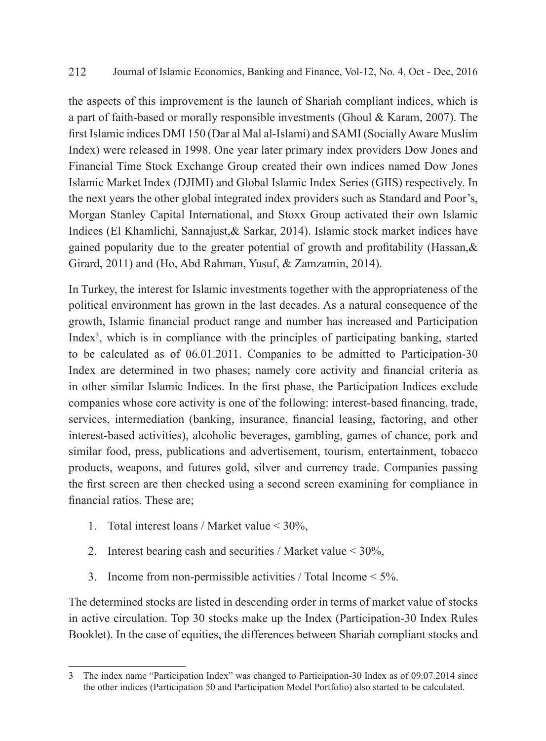the aspects of this improvement is the launch of Shariah compliant indices, which is a part of faith-based or morally responsible investments (Ghoul & Karam, 2007). The first Islamic indices DMI 150 (Dar al Mal al-Islami) and SAMI (Socially Aware Muslim Index) were released in 1998. One year later primary index providers Dow Jones and Financial Time Stock Exchange Group created their own indices named Dow Jones Islamic Market Index (DJIMI) and Global Islamic Index Series (GIIS) respectively. In the next years the other global integrated index providers such as Standard and Poor's, Morgan Stanley Capital International, and Stoxx Group activated their own Islamic Indices (El Khamlichi, Sannajust,& Sarkar, 2014). Islamic stock market indices have gained popularity due to the greater potential of growth and profitability (Hassan,& Girard, 2011) and (Ho, Abd Rahman, Yusuf, & Zamzamin, 2014).

In Turkey, the interest for Islamic investments together with the appropriateness of the political environment has grown in the last decades. As a natural consequence of the growth, Islamic financial product range and number has increased and Participation Index[3], which is in compliance with the principles of participating banking, started to be calculated as of 06.01.2011. Companies to be admitted to Participation-30 Index are determined in two phases; namely core activity and financial criteria as in other similar Islamic Indices. In the first phase, the Participation Indices exclude companies whose core activity is one of the following: interest-based financing, trade, services, intermediation (banking, insurance, financial leasing, factoring, and other interest-based activities), alcoholic beverages, gambling, games of chance, pork and similar food, press, publications and advertisement, tourism, entertainment, tobacco products, weapons, and futures gold, silver and currency trade. Companies passing the first screen are then checked using a second screen examining for compliance in financial ratios. These are;

1. Total interest loans / Market value < 30%,
2. Interest bearing cash and securities / Market value < 30%,
3. Income from non-permissible activities / Total Income < 5%.

The determined stocks are listed in descending order in terms of market value of stocks in active circulation. Top 30 stocks make up the Index (Participation-30 Index Rules Booklet). In the case of equities, the differences between Shariah compliant stocks and

---

3 The index name "Participation Index" was changed to Participation-30 Index as of 09.07.2014 since the other indices (Participation 50 and Participation Model Portfolio) also started to be calculated.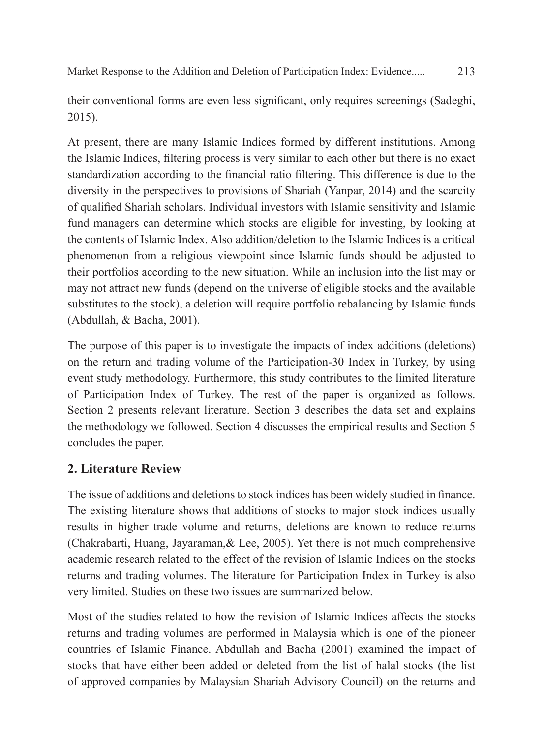their conventional forms are even less significant, only requires screenings (Sadeghi, 2015).

At present, there are many Islamic Indices formed by different institutions. Among the Islamic Indices, filtering process is very similar to each other but there is no exact standardization according to the financial ratio filtering. This difference is due to the diversity in the perspectives to provisions of Shariah (Yanpar, 2014) and the scarcity of qualified Shariah scholars. Individual investors with Islamic sensitivity and Islamic fund managers can determine which stocks are eligible for investing, by looking at the contents of Islamic Index. Also addition/deletion to the Islamic Indices is a critical phenomenon from a religious viewpoint since Islamic funds should be adjusted to their portfolios according to the new situation. While an inclusion into the list may or may not attract new funds (depend on the universe of eligible stocks and the available substitutes to the stock), a deletion will require portfolio rebalancing by Islamic funds (Abdullah, & Bacha, 2001).

The purpose of this paper is to investigate the impacts of index additions (deletions) on the return and trading volume of the Participation-30 Index in Turkey, by using event study methodology. Furthermore, this study contributes to the limited literature of Participation Index of Turkey. The rest of the paper is organized as follows. Section 2 presents relevant literature. Section 3 describes the data set and explains the methodology we followed. Section 4 discusses the empirical results and Section 5 concludes the paper.

## 2. Literature Review

The issue of additions and deletions to stock indices has been widely studied in finance. The existing literature shows that additions of stocks to major stock indices usually results in higher trade volume and returns, deletions are known to reduce returns (Chakrabarti, Huang, Jayaraman,& Lee, 2005). Yet there is not much comprehensive academic research related to the effect of the revision of Islamic Indices on the stocks returns and trading volumes. The literature for Participation Index in Turkey is also very limited. Studies on these two issues are summarized below.

Most of the studies related to how the revision of Islamic Indices affects the stocks returns and trading volumes are performed in Malaysia which is one of the pioneer countries of Islamic Finance. Abdullah and Bacha (2001) examined the impact of stocks that have either been added or deleted from the list of halal stocks (the list of approved companies by Malaysian Shariah Advisory Council) on the returns and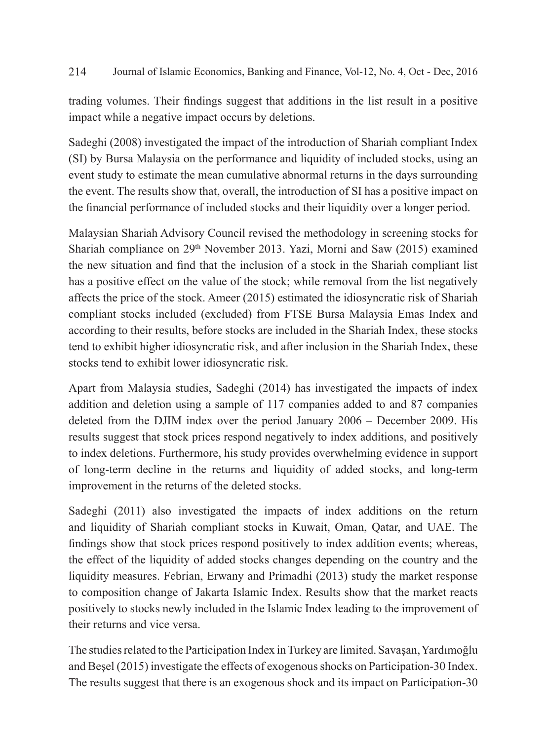trading volumes. Their findings suggest that additions in the list result in a positive impact while a negative impact occurs by deletions.

Sadeghi (2008) investigated the impact of the introduction of Shariah compliant Index (SI) by Bursa Malaysia on the performance and liquidity of included stocks, using an event study to estimate the mean cumulative abnormal returns in the days surrounding the event. The results show that, overall, the introduction of SI has a positive impact on the financial performance of included stocks and their liquidity over a longer period.

Malaysian Shariah Advisory Council revised the methodology in screening stocks for Shariah compliance on 29th November 2013. Yazi, Morni and Saw (2015) examined the new situation and find that the inclusion of a stock in the Shariah compliant list has a positive effect on the value of the stock; while removal from the list negatively affects the price of the stock. Ameer (2015) estimated the idiosyncratic risk of Shariah compliant stocks included (excluded) from FTSE Bursa Malaysia Emas Index and according to their results, before stocks are included in the Shariah Index, these stocks tend to exhibit higher idiosyncratic risk, and after inclusion in the Shariah Index, these stocks tend to exhibit lower idiosyncratic risk.

Apart from Malaysia studies, Sadeghi (2014) has investigated the impacts of index addition and deletion using a sample of 117 companies added to and 87 companies deleted from the DJIM index over the period January 2006 – December 2009. His results suggest that stock prices respond negatively to index additions, and positively to index deletions. Furthermore, his study provides overwhelming evidence in support of long-term decline in the returns and liquidity of added stocks, and long-term improvement in the returns of the deleted stocks.

Sadeghi (2011) also investigated the impacts of index additions on the return and liquidity of Shariah compliant stocks in Kuwait, Oman, Qatar, and UAE. The findings show that stock prices respond positively to index addition events; whereas, the effect of the liquidity of added stocks changes depending on the country and the liquidity measures. Febrian, Erwany and Primadhi (2013) study the market response to composition change of Jakarta Islamic Index. Results show that the market reacts positively to stocks newly included in the Islamic Index leading to the improvement of their returns and vice versa.

The studies related to the Participation Index in Turkey are limited. Savaşan, Yardımoğlu and Beşel (2015) investigate the effects of exogenous shocks on Participation-30 Index. The results suggest that there is an exogenous shock and its impact on Participation-30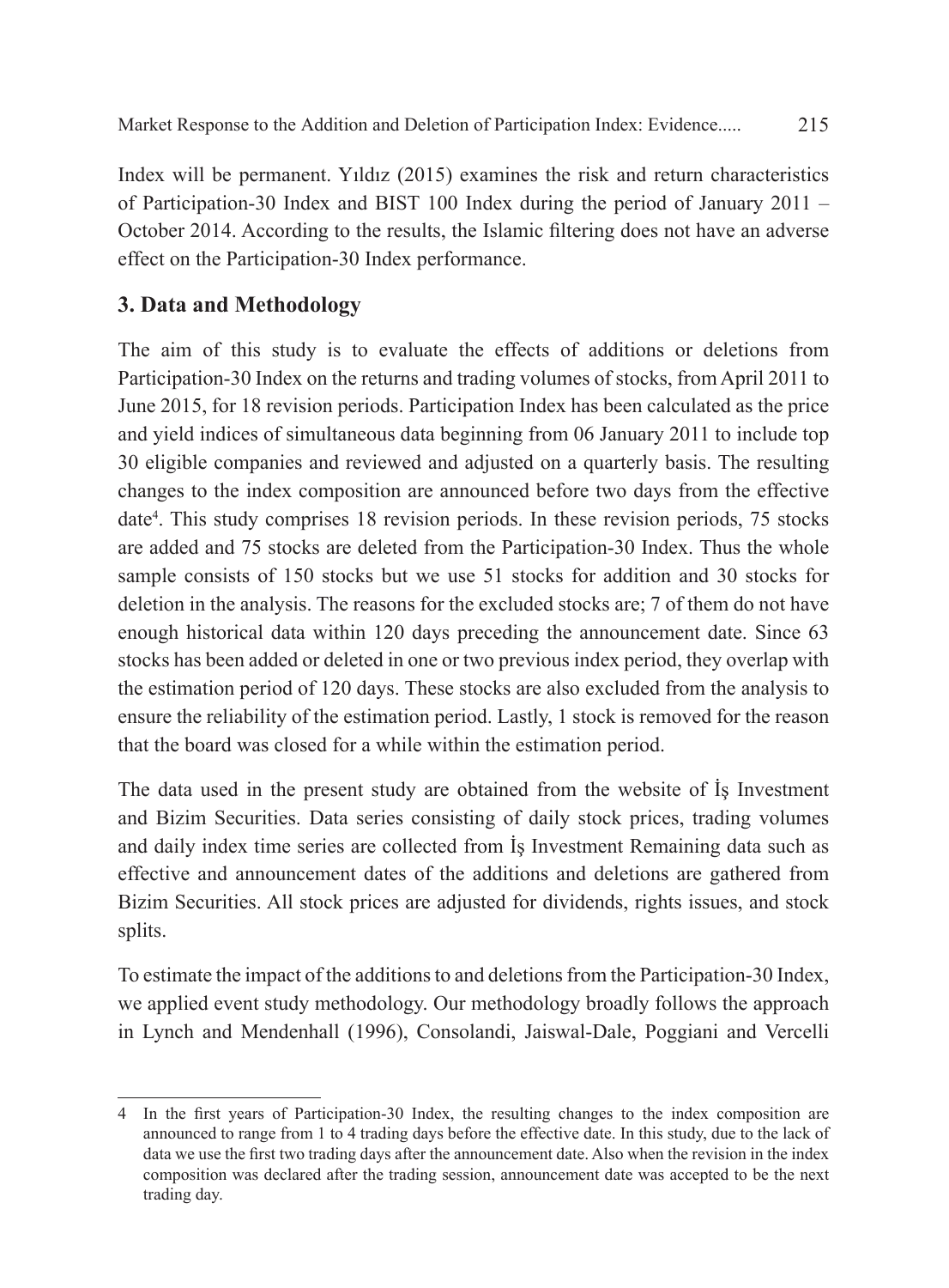Index will be permanent. Yıldız (2015) examines the risk and return characteristics of Participation-30 Index and BIST 100 Index during the period of January 2011 – October 2014. According to the results, the Islamic filtering does not have an adverse effect on the Participation-30 Index performance.

## 3. Data and Methodology

The aim of this study is to evaluate the effects of additions or deletions from Participation-30 Index on the returns and trading volumes of stocks, from April 2011 to June 2015, for 18 revision periods. Participation Index has been calculated as the price and yield indices of simultaneous data beginning from 06 January 2011 to include top 30 eligible companies and reviewed and adjusted on a quarterly basis. The resulting changes to the index composition are announced before two days from the effective date[4]. This study comprises 18 revision periods. In these revision periods, 75 stocks are added and 75 stocks are deleted from the Participation-30 Index. Thus the whole sample consists of 150 stocks but we use 51 stocks for addition and 30 stocks for deletion in the analysis. The reasons for the excluded stocks are; 7 of them do not have enough historical data within 120 days preceding the announcement date. Since 63 stocks has been added or deleted in one or two previous index period, they overlap with the estimation period of 120 days. These stocks are also excluded from the analysis to ensure the reliability of the estimation period. Lastly, 1 stock is removed for the reason that the board was closed for a while within the estimation period.

The data used in the present study are obtained from the website of İş Investment and Bizim Securities. Data series consisting of daily stock prices, trading volumes and daily index time series are collected from İş Investment Remaining data such as effective and announcement dates of the additions and deletions are gathered from Bizim Securities. All stock prices are adjusted for dividends, rights issues, and stock splits.

To estimate the impact of the additions to and deletions from the Participation-30 Index, we applied event study methodology. Our methodology broadly follows the approach in Lynch and Mendenhall (1996), Consolandi, Jaiswal-Dale, Poggiani and Vercelli

---

4 In the first years of Participation-30 Index, the resulting changes to the index composition are announced to range from 1 to 4 trading days before the effective date. In this study, due to the lack of data we use the first two trading days after the announcement date. Also when the revision in the index composition was declared after the trading session, announcement date was accepted to be the next trading day.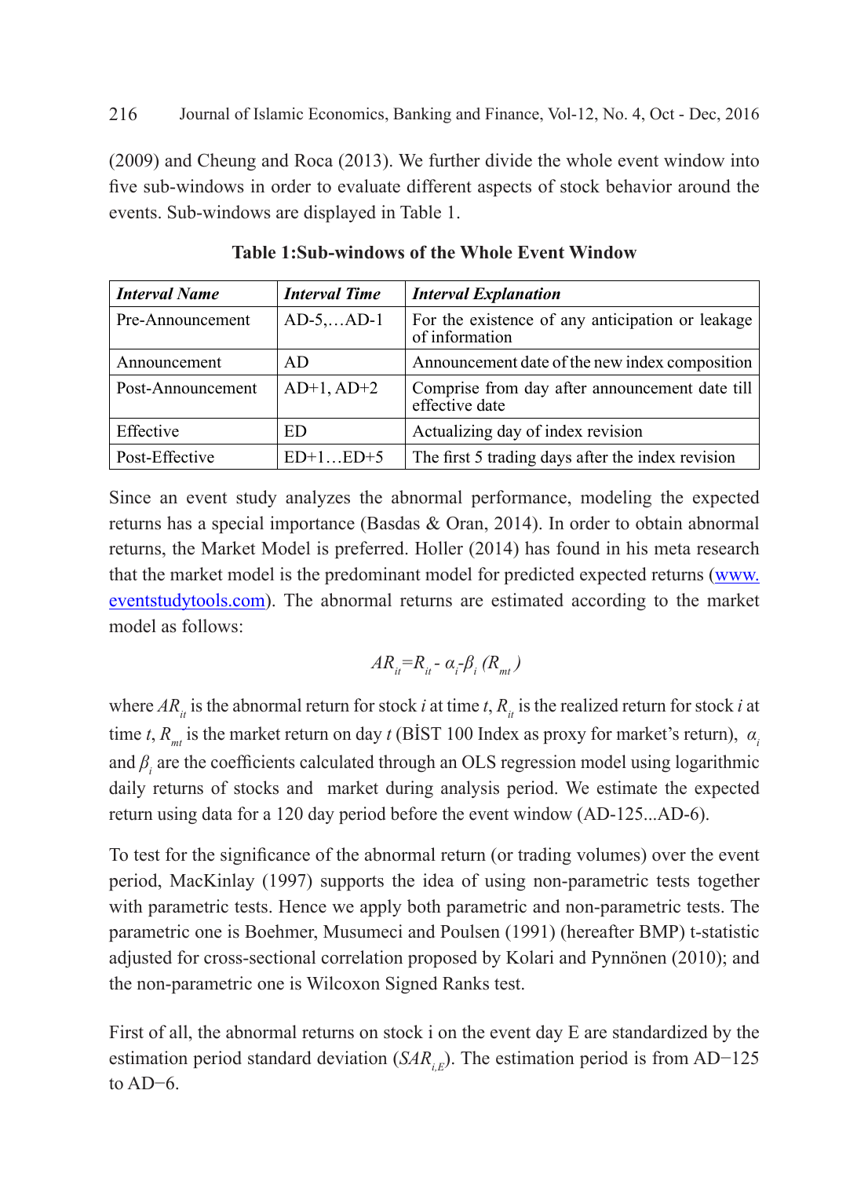(2009) and Cheung and Roca (2013). We further divide the whole event window into five sub-windows in order to evaluate different aspects of stock behavior around the events. Sub-windows are displayed in Table 1.

**Table 1:Sub-windows of the Whole Event Window**

| *Interval Name* | *Interval Time* | *Interval Explanation* |
|---|---|---|
| Pre-Announcement | AD-5,…AD-1 | For the existence of any anticipation or leakage of information |
| Announcement | AD | Announcement date of the new index composition |
| Post-Announcement | AD+1, AD+2 | Comprise from day after announcement date till effective date |
| Effective | ED | Actualizing day of index revision |
| Post-Effective | ED+1…ED+5 | The first 5 trading days after the index revision |

Since an event study analyzes the abnormal performance, modeling the expected returns has a special importance (Basdas & Oran, 2014). In order to obtain abnormal returns, the Market Model is preferred. Holler (2014) has found in his meta research that the market model is the predominant model for predicted expected returns (www.eventstudytools.com). The abnormal returns are estimated according to the market model as follows:

$$AR_{it}=R_{it}-\alpha_i-\beta_i\,(R_{mt})$$

where $AR_{it}$ is the abnormal return for stock *i* at time *t*, $R_{it}$ is the realized return for stock *i* at time *t*, $R_{mt}$ is the market return on day *t* (BİST 100 Index as proxy for market's return), $\alpha_i$ and $\beta_i$ are the coefficients calculated through an OLS regression model using logarithmic daily returns of stocks and market during analysis period. We estimate the expected return using data for a 120 day period before the event window (AD-125...AD-6).

To test for the significance of the abnormal return (or trading volumes) over the event period, MacKinlay (1997) supports the idea of using non-parametric tests together with parametric tests. Hence we apply both parametric and non-parametric tests. The parametric one is Boehmer, Musumeci and Poulsen (1991) (hereafter BMP) t-statistic adjusted for cross-sectional correlation proposed by Kolari and Pynnönen (2010); and the non-parametric one is Wilcoxon Signed Ranks test.

First of all, the abnormal returns on stock i on the event day E are standardized by the estimation period standard deviation ($SAR_{i,E}$). The estimation period is from AD−125 to AD−6.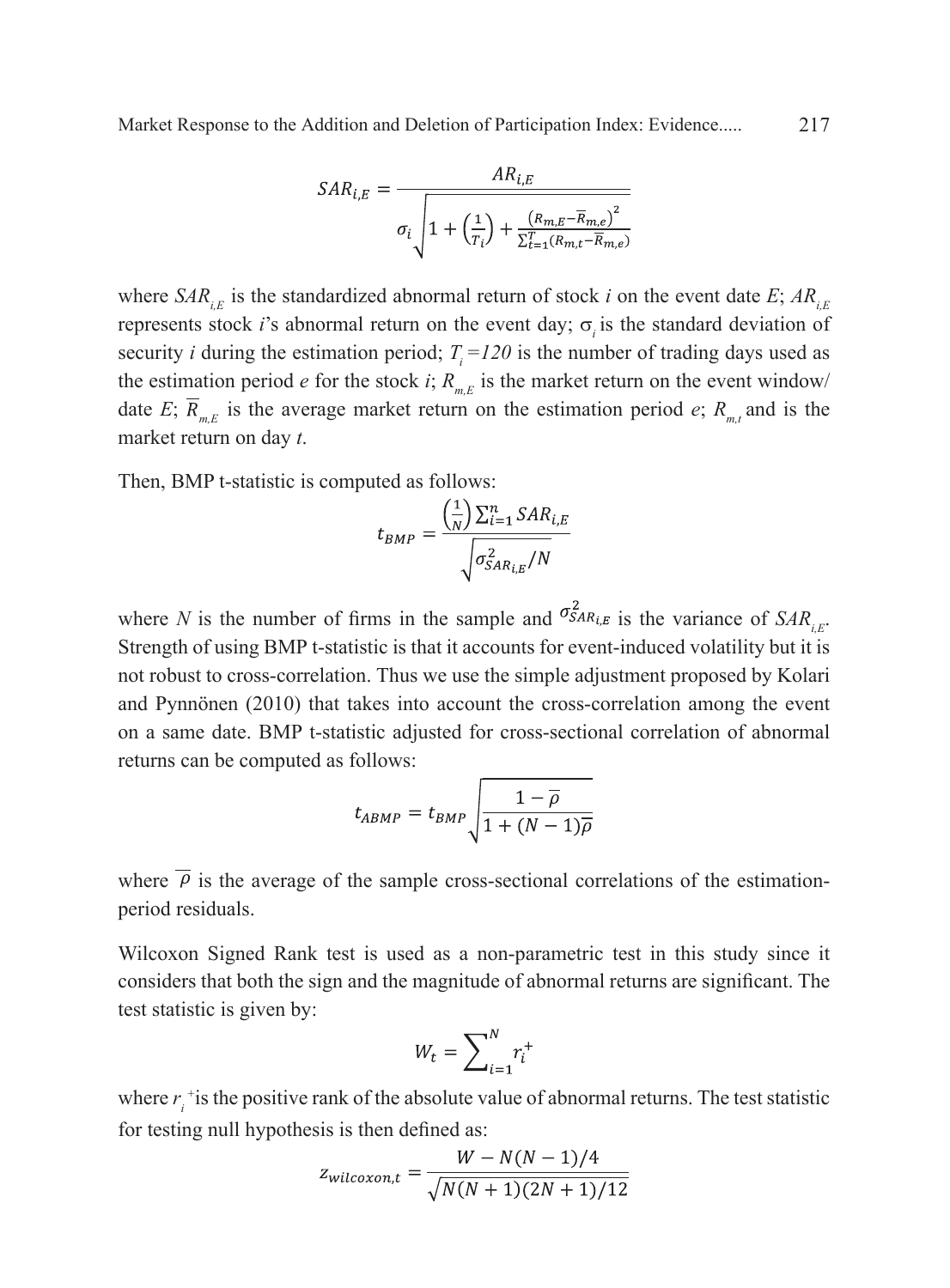$$SAR_{i,E} = \frac{AR_{i,E}}{\sigma_i \sqrt{1 + \left(\frac{1}{T_i}\right) + \frac{\left(R_{m,E} - \bar{R}_{m,e}\right)^2}{\sum_{t=1}^{T} (R_{m,t} - \bar{R}_{m,e})}}}$$

where $SAR_{i,E}$ is the standardized abnormal return of stock *i* on the event date *E*; $AR_{i,E}$ represents stock *i*'s abnormal return on the event day; $\sigma_i$ is the standard deviation of security *i* during the estimation period; $T_i = 120$ is the number of trading days used as the estimation period *e* for the stock *i*; $R_{m,E}$ is the market return on the event window/date *E*; $\bar{R}_{m,E}$ is the average market return on the estimation period *e*; $R_{m,t}$ and is the market return on day *t*.

Then, BMP t-statistic is computed as follows:

$$t_{BMP} = \frac{\left(\frac{1}{N}\right) \sum_{i=1}^{n} SAR_{i,E}}{\sqrt{\sigma^2_{SAR_{i,E}} / N}}$$

where *N* is the number of firms in the sample and $\sigma^2_{SAR_{i,E}}$ is the variance of $SAR_{i,E}$. Strength of using BMP t-statistic is that it accounts for event-induced volatility but it is not robust to cross-correlation. Thus we use the simple adjustment proposed by Kolari and Pynnönen (2010) that takes into account the cross-correlation among the event on a same date. BMP t-statistic adjusted for cross-sectional correlation of abnormal returns can be computed as follows:

$$t_{ABMP} = t_{BMP} \sqrt{\frac{1 - \bar{\rho}}{1 + (N-1)\bar{\rho}}}$$

where $\bar{\rho}$ is the average of the sample cross-sectional correlations of the estimation-period residuals.

Wilcoxon Signed Rank test is used as a non-parametric test in this study since it considers that both the sign and the magnitude of abnormal returns are significant. The test statistic is given by:

$$W_t = \sum_{i=1}^{N} r_i^+$$

where $r_i^+$ is the positive rank of the absolute value of abnormal returns. The test statistic for testing null hypothesis is then defined as:

$$z_{wilcoxon,t} = \frac{W - N(N-1)/4}{\sqrt{N(N+1)(2N+1)/12}}$$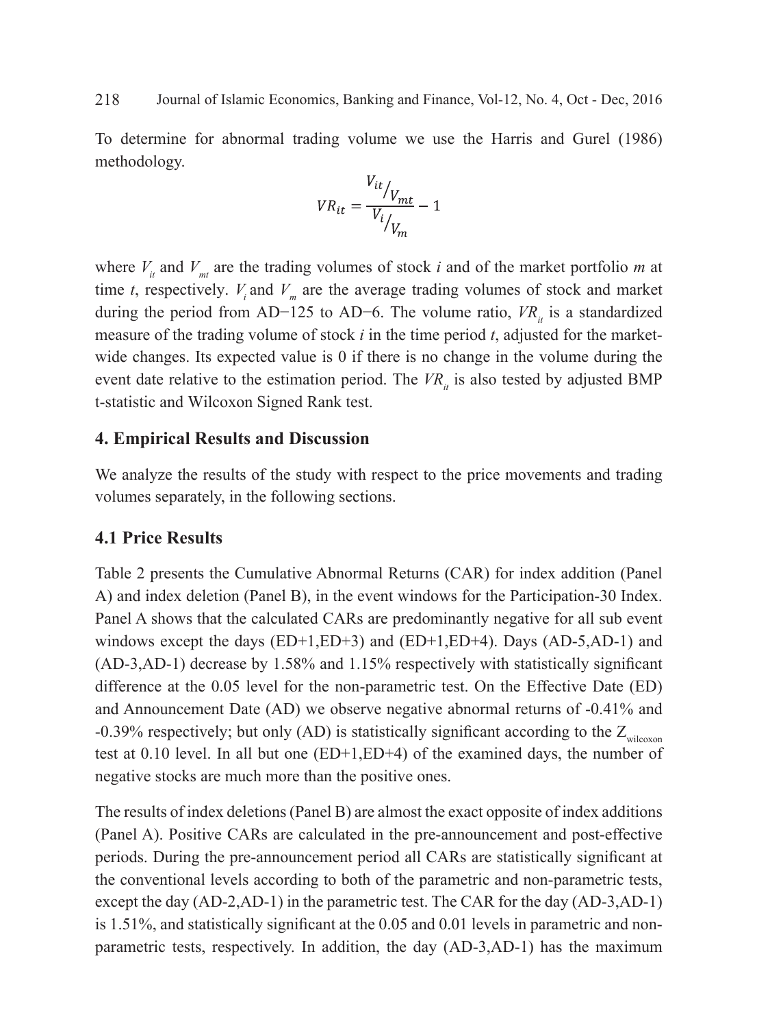To determine for abnormal trading volume we use the Harris and Gurel (1986) methodology.

$$VR_{it} = \frac{V_{it}/V_{mt}}{V_i/V_m} - 1$$

where $V_{it}$ and $V_{mt}$ are the trading volumes of stock *i* and of the market portfolio *m* at time *t*, respectively. $V_i$ and $V_m$ are the average trading volumes of stock and market during the period from AD−125 to AD−6. The volume ratio, $VR_{it}$ is a standardized measure of the trading volume of stock *i* in the time period *t*, adjusted for the market-wide changes. Its expected value is 0 if there is no change in the volume during the event date relative to the estimation period. The $VR_{it}$ is also tested by adjusted BMP t-statistic and Wilcoxon Signed Rank test.

## 4. Empirical Results and Discussion

We analyze the results of the study with respect to the price movements and trading volumes separately, in the following sections.

### 4.1 Price Results

Table 2 presents the Cumulative Abnormal Returns (CAR) for index addition (Panel A) and index deletion (Panel B), in the event windows for the Participation-30 Index. Panel A shows that the calculated CARs are predominantly negative for all sub event windows except the days (ED+1,ED+3) and (ED+1,ED+4). Days (AD-5,AD-1) and (AD-3,AD-1) decrease by 1.58% and 1.15% respectively with statistically significant difference at the 0.05 level for the non-parametric test. On the Effective Date (ED) and Announcement Date (AD) we observe negative abnormal returns of -0.41% and -0.39% respectively; but only (AD) is statistically significant according to the $Z_{wilcoxon}$ test at 0.10 level. In all but one (ED+1,ED+4) of the examined days, the number of negative stocks are much more than the positive ones.

The results of index deletions (Panel B) are almost the exact opposite of index additions (Panel A). Positive CARs are calculated in the pre-announcement and post-effective periods. During the pre-announcement period all CARs are statistically significant at the conventional levels according to both of the parametric and non-parametric tests, except the day (AD-2,AD-1) in the parametric test. The CAR for the day (AD-3,AD-1) is 1.51%, and statistically significant at the 0.05 and 0.01 levels in parametric and non-parametric tests, respectively. In addition, the day (AD-3,AD-1) has the maximum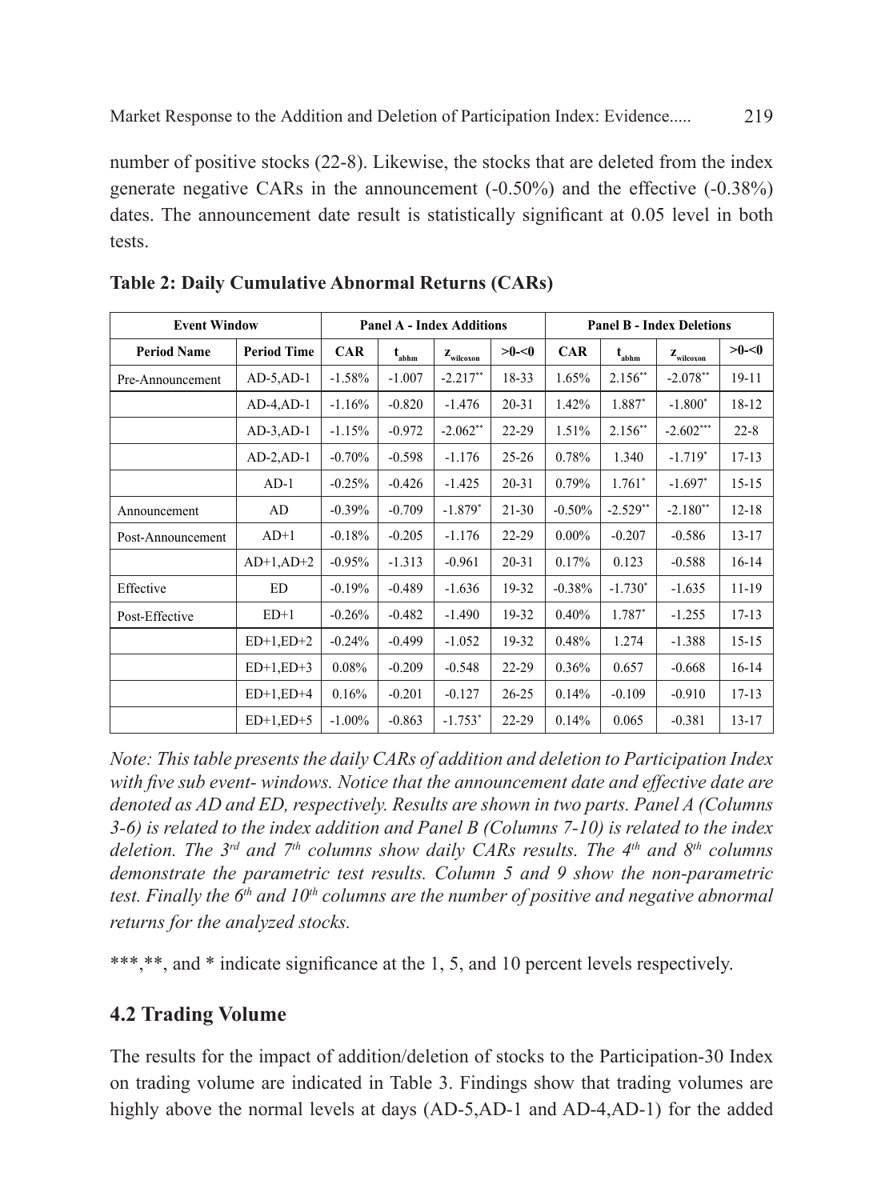number of positive stocks (22-8). Likewise, the stocks that are deleted from the index generate negative CARs in the announcement (-0.50%) and the effective (-0.38%) dates. The announcement date result is statistically significant at 0.05 level in both tests.

**Table 2: Daily Cumulative Abnormal Returns (CARs)**

| Event Window | | Panel A - Index Additions | | | | Panel B - Index Deletions | | | |
|---|---|---|---|---|---|---|---|---|---|
| Period Name | Period Time | CAR | $t_{abhm}$ | $z_{wilcoxon}$ | >0-<0 | CAR | $t_{abhm}$ | $z_{wilcoxon}$ | >0-<0 |
| Pre-Announcement | AD-5,AD-1 | -1.58% | -1.007 | -2.217** | 18-33 | 1.65% | 2.156** | -2.078** | 19-11 |
| | AD-4,AD-1 | -1.16% | -0.820 | -1.476 | 20-31 | 1.42% | 1.887* | -1.800* | 18-12 |
| | AD-3,AD-1 | -1.15% | -0.972 | -2.062** | 22-29 | 1.51% | 2.156** | -2.602*** | 22-8 |
| | AD-2,AD-1 | -0.70% | -0.598 | -1.176 | 25-26 | 0.78% | 1.340 | -1.719* | 17-13 |
| | AD-1 | -0.25% | -0.426 | -1.425 | 20-31 | 0.79% | 1.761* | -1.697* | 15-15 |
| Announcement | AD | -0.39% | -0.709 | -1.879* | 21-30 | -0.50% | -2.529** | -2.180** | 12-18 |
| Post-Announcement | AD+1 | -0.18% | -0.205 | -1.176 | 22-29 | 0.00% | -0.207 | -0.586 | 13-17 |
| | AD+1,AD+2 | -0.95% | -1.313 | -0.961 | 20-31 | 0.17% | 0.123 | -0.588 | 16-14 |
| Effective | ED | -0.19% | -0.489 | -1.636 | 19-32 | -0.38% | -1.730* | -1.635 | 11-19 |
| Post-Effective | ED+1 | -0.26% | -0.482 | -1.490 | 19-32 | 0.40% | 1.787* | -1.255 | 17-13 |
| | ED+1,ED+2 | -0.24% | -0.499 | -1.052 | 19-32 | 0.48% | 1.274 | -1.388 | 15-15 |
| | ED+1,ED+3 | 0.08% | -0.209 | -0.548 | 22-29 | 0.36% | 0.657 | -0.668 | 16-14 |
| | ED+1,ED+4 | 0.16% | -0.201 | -0.127 | 26-25 | 0.14% | -0.109 | -0.910 | 17-13 |
| | ED+1,ED+5 | -1.00% | -0.863 | -1.753* | 22-29 | 0.14% | 0.065 | -0.381 | 13-17 |

*Note: This table presents the daily CARs of addition and deletion to Participation Index with five sub event- windows. Notice that the announcement date and effective date are denoted as AD and ED, respectively. Results are shown in two parts. Panel A (Columns 3-6) is related to the index addition and Panel B (Columns 7-10) is related to the index deletion. The 3rd and 7th columns show daily CARs results. The 4th and 8th columns demonstrate the parametric test results. Column 5 and 9 show the non-parametric test. Finally the 6th and 10th columns are the number of positive and negative abnormal returns for the analyzed stocks.*

***,**, and * indicate significance at the 1, 5, and 10 percent levels respectively.

## 4.2 Trading Volume

The results for the impact of addition/deletion of stocks to the Participation-30 Index on trading volume are indicated in Table 3. Findings show that trading volumes are highly above the normal levels at days (AD-5,AD-1 and AD-4,AD-1) for the added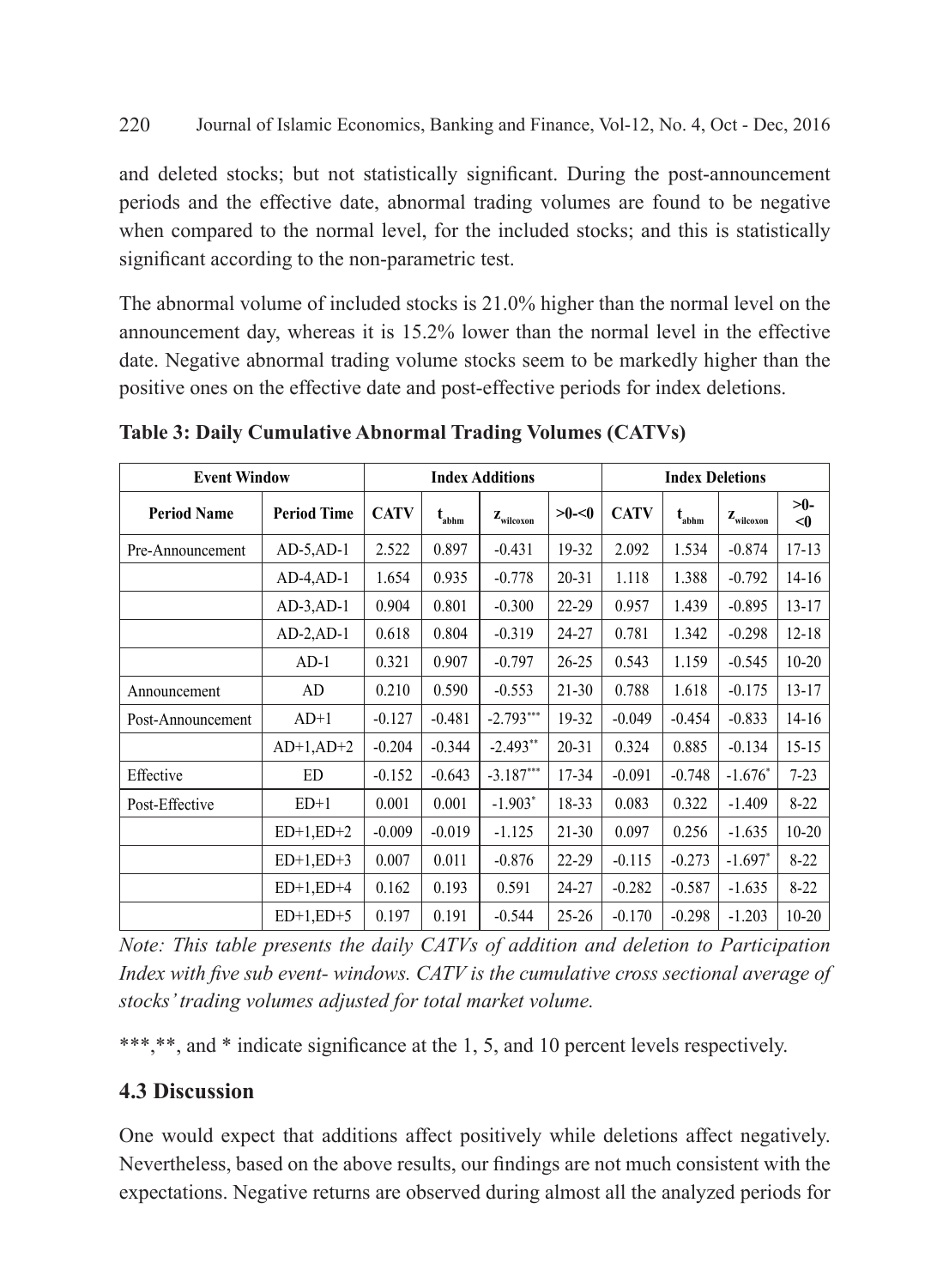and deleted stocks; but not statistically significant. During the post-announcement periods and the effective date, abnormal trading volumes are found to be negative when compared to the normal level, for the included stocks; and this is statistically significant according to the non-parametric test.

The abnormal volume of included stocks is 21.0% higher than the normal level on the announcement day, whereas it is 15.2% lower than the normal level in the effective date. Negative abnormal trading volume stocks seem to be markedly higher than the positive ones on the effective date and post-effective periods for index deletions.

**Table 3: Daily Cumulative Abnormal Trading Volumes (CATVs)**

| Event Window | | Index Additions | | | | Index Deletions | | | |
|---|---|---|---|---|---|---|---|---|---|
| **Period Name** | **Period Time** | **CATV** | $t_{abhm}$ | $z_{wilcoxon}$ | **>0-<0** | **CATV** | $t_{abhm}$ | $z_{wilcoxon}$ | **>0-<0** |
| Pre-Announcement | AD-5,AD-1 | 2.522 | 0.897 | -0.431 | 19-32 | 2.092 | 1.534 | -0.874 | 17-13 |
| | AD-4,AD-1 | 1.654 | 0.935 | -0.778 | 20-31 | 1.118 | 1.388 | -0.792 | 14-16 |
| | AD-3,AD-1 | 0.904 | 0.801 | -0.300 | 22-29 | 0.957 | 1.439 | -0.895 | 13-17 |
| | AD-2,AD-1 | 0.618 | 0.804 | -0.319 | 24-27 | 0.781 | 1.342 | -0.298 | 12-18 |
| | AD-1 | 0.321 | 0.907 | -0.797 | 26-25 | 0.543 | 1.159 | -0.545 | 10-20 |
| Announcement | AD | 0.210 | 0.590 | -0.553 | 21-30 | 0.788 | 1.618 | -0.175 | 13-17 |
| Post-Announcement | AD+1 | -0.127 | -0.481 | -2.793*** | 19-32 | -0.049 | -0.454 | -0.833 | 14-16 |
| | AD+1,AD+2 | -0.204 | -0.344 | -2.493** | 20-31 | 0.324 | 0.885 | -0.134 | 15-15 |
| Effective | ED | -0.152 | -0.643 | -3.187*** | 17-34 | -0.091 | -0.748 | -1.676* | 7-23 |
| Post-Effective | ED+1 | 0.001 | 0.001 | -1.903* | 18-33 | 0.083 | 0.322 | -1.409 | 8-22 |
| | ED+1,ED+2 | -0.009 | -0.019 | -1.125 | 21-30 | 0.097 | 0.256 | -1.635 | 10-20 |
| | ED+1,ED+3 | 0.007 | 0.011 | -0.876 | 22-29 | -0.115 | -0.273 | -1.697* | 8-22 |
| | ED+1,ED+4 | 0.162 | 0.193 | 0.591 | 24-27 | -0.282 | -0.587 | -1.635 | 8-22 |
| | ED+1,ED+5 | 0.197 | 0.191 | -0.544 | 25-26 | -0.170 | -0.298 | -1.203 | 10-20 |

*Note: This table presents the daily CATVs of addition and deletion to Participation Index with five sub event- windows. CATV is the cumulative cross sectional average of stocks' trading volumes adjusted for total market volume.*

***,**, and * indicate significance at the 1, 5, and 10 percent levels respectively.

### 4.3 Discussion

One would expect that additions affect positively while deletions affect negatively. Nevertheless, based on the above results, our findings are not much consistent with the expectations. Negative returns are observed during almost all the analyzed periods for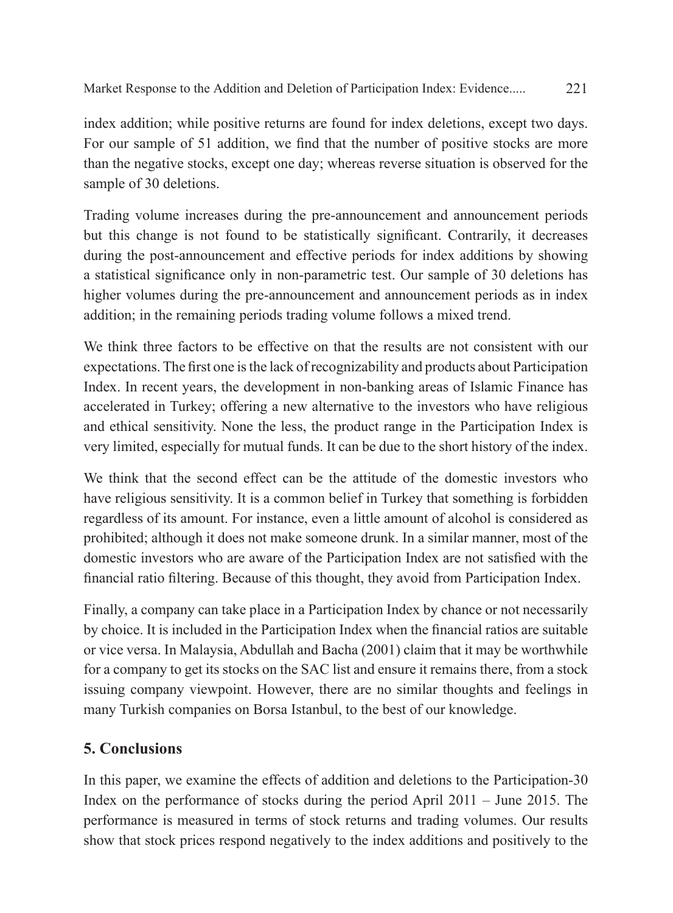index addition; while positive returns are found for index deletions, except two days. For our sample of 51 addition, we find that the number of positive stocks are more than the negative stocks, except one day; whereas reverse situation is observed for the sample of 30 deletions.

Trading volume increases during the pre-announcement and announcement periods but this change is not found to be statistically significant. Contrarily, it decreases during the post-announcement and effective periods for index additions by showing a statistical significance only in non-parametric test. Our sample of 30 deletions has higher volumes during the pre-announcement and announcement periods as in index addition; in the remaining periods trading volume follows a mixed trend.

We think three factors to be effective on that the results are not consistent with our expectations. The first one is the lack of recognizability and products about Participation Index. In recent years, the development in non-banking areas of Islamic Finance has accelerated in Turkey; offering a new alternative to the investors who have religious and ethical sensitivity. None the less, the product range in the Participation Index is very limited, especially for mutual funds. It can be due to the short history of the index.

We think that the second effect can be the attitude of the domestic investors who have religious sensitivity. It is a common belief in Turkey that something is forbidden regardless of its amount. For instance, even a little amount of alcohol is considered as prohibited; although it does not make someone drunk. In a similar manner, most of the domestic investors who are aware of the Participation Index are not satisfied with the financial ratio filtering. Because of this thought, they avoid from Participation Index.

Finally, a company can take place in a Participation Index by chance or not necessarily by choice. It is included in the Participation Index when the financial ratios are suitable or vice versa. In Malaysia, Abdullah and Bacha (2001) claim that it may be worthwhile for a company to get its stocks on the SAC list and ensure it remains there, from a stock issuing company viewpoint. However, there are no similar thoughts and feelings in many Turkish companies on Borsa Istanbul, to the best of our knowledge.

## 5. Conclusions

In this paper, we examine the effects of addition and deletions to the Participation-30 Index on the performance of stocks during the period April 2011 – June 2015. The performance is measured in terms of stock returns and trading volumes. Our results show that stock prices respond negatively to the index additions and positively to the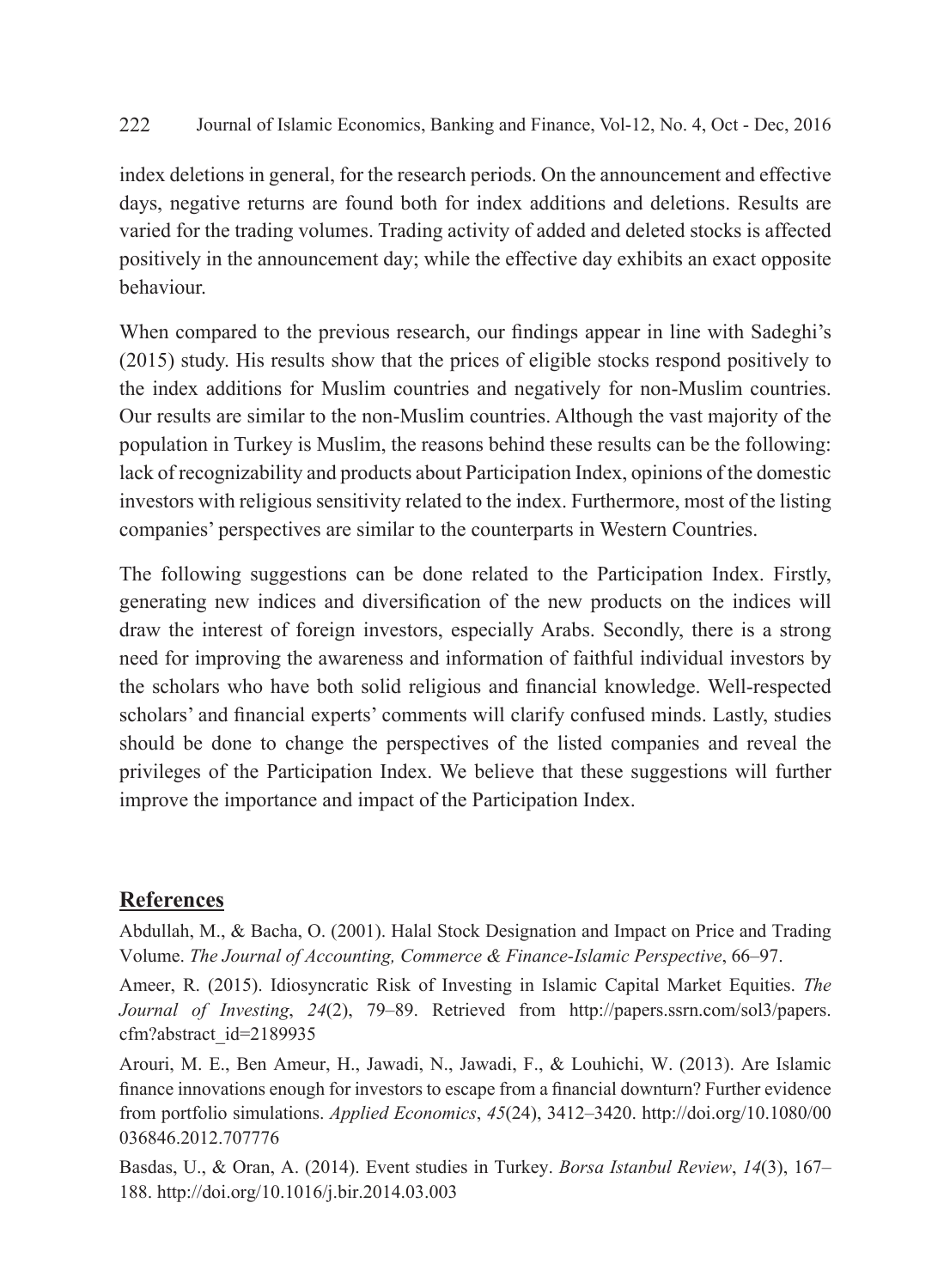index deletions in general, for the research periods. On the announcement and effective days, negative returns are found both for index additions and deletions. Results are varied for the trading volumes. Trading activity of added and deleted stocks is affected positively in the announcement day; while the effective day exhibits an exact opposite behaviour.

When compared to the previous research, our findings appear in line with Sadeghi's (2015) study. His results show that the prices of eligible stocks respond positively to the index additions for Muslim countries and negatively for non-Muslim countries. Our results are similar to the non-Muslim countries. Although the vast majority of the population in Turkey is Muslim, the reasons behind these results can be the following: lack of recognizability and products about Participation Index, opinions of the domestic investors with religious sensitivity related to the index. Furthermore, most of the listing companies' perspectives are similar to the counterparts in Western Countries.

The following suggestions can be done related to the Participation Index. Firstly, generating new indices and diversification of the new products on the indices will draw the interest of foreign investors, especially Arabs. Secondly, there is a strong need for improving the awareness and information of faithful individual investors by the scholars who have both solid religious and financial knowledge. Well-respected scholars' and financial experts' comments will clarify confused minds. Lastly, studies should be done to change the perspectives of the listed companies and reveal the privileges of the Participation Index. We believe that these suggestions will further improve the importance and impact of the Participation Index.

## References

Abdullah, M., & Bacha, O. (2001). Halal Stock Designation and Impact on Price and Trading Volume. *The Journal of Accounting, Commerce & Finance-Islamic Perspective*, 66–97.

Ameer, R. (2015). Idiosyncratic Risk of Investing in Islamic Capital Market Equities. *The Journal of Investing*, *24*(2), 79–89. Retrieved from http://papers.ssrn.com/sol3/papers.cfm?abstract_id=2189935

Arouri, M. E., Ben Ameur, H., Jawadi, N., Jawadi, F., & Louhichi, W. (2013). Are Islamic finance innovations enough for investors to escape from a financial downturn? Further evidence from portfolio simulations. *Applied Economics*, *45*(24), 3412–3420. http://doi.org/10.1080/00036846.2012.707776

Basdas, U., & Oran, A. (2014). Event studies in Turkey. *Borsa Istanbul Review*, *14*(3), 167–188. http://doi.org/10.1016/j.bir.2014.03.003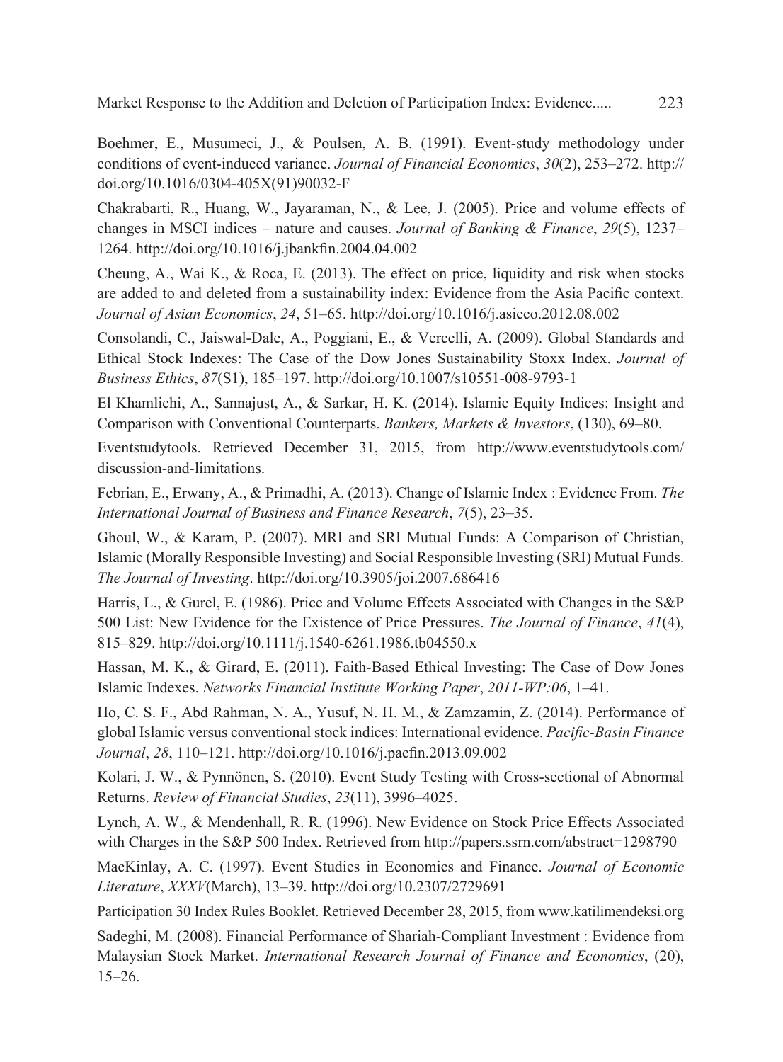Boehmer, E., Musumeci, J., & Poulsen, A. B. (1991). Event-study methodology under conditions of event-induced variance. *Journal of Financial Economics*, *30*(2), 253–272. http://doi.org/10.1016/0304-405X(91)90032-F

Chakrabarti, R., Huang, W., Jayaraman, N., & Lee, J. (2005). Price and volume effects of changes in MSCI indices – nature and causes. *Journal of Banking & Finance*, *29*(5), 1237–1264. http://doi.org/10.1016/j.jbankfin.2004.04.002

Cheung, A., Wai K., & Roca, E. (2013). The effect on price, liquidity and risk when stocks are added to and deleted from a sustainability index: Evidence from the Asia Pacific context. *Journal of Asian Economics*, *24*, 51–65. http://doi.org/10.1016/j.asieco.2012.08.002

Consolandi, C., Jaiswal-Dale, A., Poggiani, E., & Vercelli, A. (2009). Global Standards and Ethical Stock Indexes: The Case of the Dow Jones Sustainability Stoxx Index. *Journal of Business Ethics*, *87*(S1), 185–197. http://doi.org/10.1007/s10551-008-9793-1

El Khamlichi, A., Sannajust, A., & Sarkar, H. K. (2014). Islamic Equity Indices: Insight and Comparison with Conventional Counterparts. *Bankers, Markets & Investors*, (130), 69–80.

Eventstudytools. Retrieved December 31, 2015, from http://www.eventstudytools.com/discussion-and-limitations.

Febrian, E., Erwany, A., & Primadhi, A. (2013). Change of Islamic Index : Evidence From. *The International Journal of Business and Finance Research*, *7*(5), 23–35.

Ghoul, W., & Karam, P. (2007). MRI and SRI Mutual Funds: A Comparison of Christian, Islamic (Morally Responsible Investing) and Social Responsible Investing (SRI) Mutual Funds. *The Journal of Investing*. http://doi.org/10.3905/joi.2007.686416

Harris, L., & Gurel, E. (1986). Price and Volume Effects Associated with Changes in the S&P 500 List: New Evidence for the Existence of Price Pressures. *The Journal of Finance*, *41*(4), 815–829. http://doi.org/10.1111/j.1540-6261.1986.tb04550.x

Hassan, M. K., & Girard, E. (2011). Faith-Based Ethical Investing: The Case of Dow Jones Islamic Indexes. *Networks Financial Institute Working Paper*, *2011-WP:06*, 1–41.

Ho, C. S. F., Abd Rahman, N. A., Yusuf, N. H. M., & Zamzamin, Z. (2014). Performance of global Islamic versus conventional stock indices: International evidence. *Pacific-Basin Finance Journal*, *28*, 110–121. http://doi.org/10.1016/j.pacfin.2013.09.002

Kolari, J. W., & Pynnönen, S. (2010). Event Study Testing with Cross-sectional of Abnormal Returns. *Review of Financial Studies*, *23*(11), 3996–4025.

Lynch, A. W., & Mendenhall, R. R. (1996). New Evidence on Stock Price Effects Associated with Charges in the S&P 500 Index. Retrieved from http://papers.ssrn.com/abstract=1298790

MacKinlay, A. C. (1997). Event Studies in Economics and Finance. *Journal of Economic Literature*, *XXXV*(March), 13–39. http://doi.org/10.2307/2729691

Participation 30 Index Rules Booklet. Retrieved December 28, 2015, from www.katilimendeksi.org

Sadeghi, M. (2008). Financial Performance of Shariah-Compliant Investment : Evidence from Malaysian Stock Market. *International Research Journal of Finance and Economics*, (20), 15–26.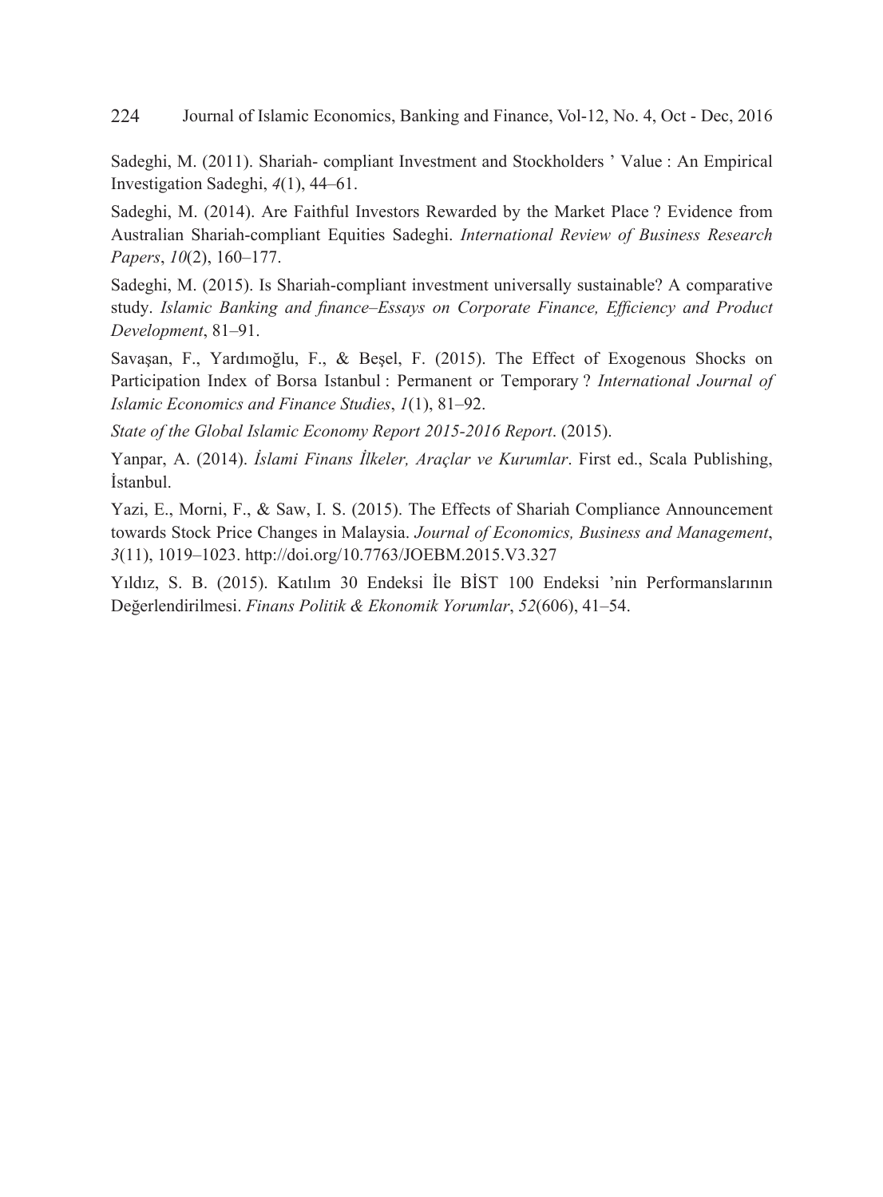Sadeghi, M. (2011). Shariah- compliant Investment and Stockholders ' Value : An Empirical Investigation Sadeghi, *4*(1), 44–61.

Sadeghi, M. (2014). Are Faithful Investors Rewarded by the Market Place ? Evidence from Australian Shariah-compliant Equities Sadeghi. *International Review of Business Research Papers*, *10*(2), 160–177.

Sadeghi, M. (2015). Is Shariah-compliant investment universally sustainable? A comparative study. *Islamic Banking and finance–Essays on Corporate Finance, Efficiency and Product Development*, 81–91.

Savaşan, F., Yardımoğlu, F., & Beşel, F. (2015). The Effect of Exogenous Shocks on Participation Index of Borsa Istanbul : Permanent or Temporary ? *International Journal of Islamic Economics and Finance Studies*, *1*(1), 81–92.

*State of the Global Islamic Economy Report 2015-2016 Report*. (2015).

Yanpar, A. (2014). *İslami Finans İlkeler, Araçlar ve Kurumlar*. First ed., Scala Publishing, İstanbul.

Yazi, E., Morni, F., & Saw, I. S. (2015). The Effects of Shariah Compliance Announcement towards Stock Price Changes in Malaysia. *Journal of Economics, Business and Management*, *3*(11), 1019–1023. http://doi.org/10.7763/JOEBM.2015.V3.327

Yıldız, S. B. (2015). Katılım 30 Endeksi İle BİST 100 Endeksi 'nin Performanslarının Değerlendirilmesi. *Finans Politik & Ekonomik Yorumlar*, *52*(606), 41–54.